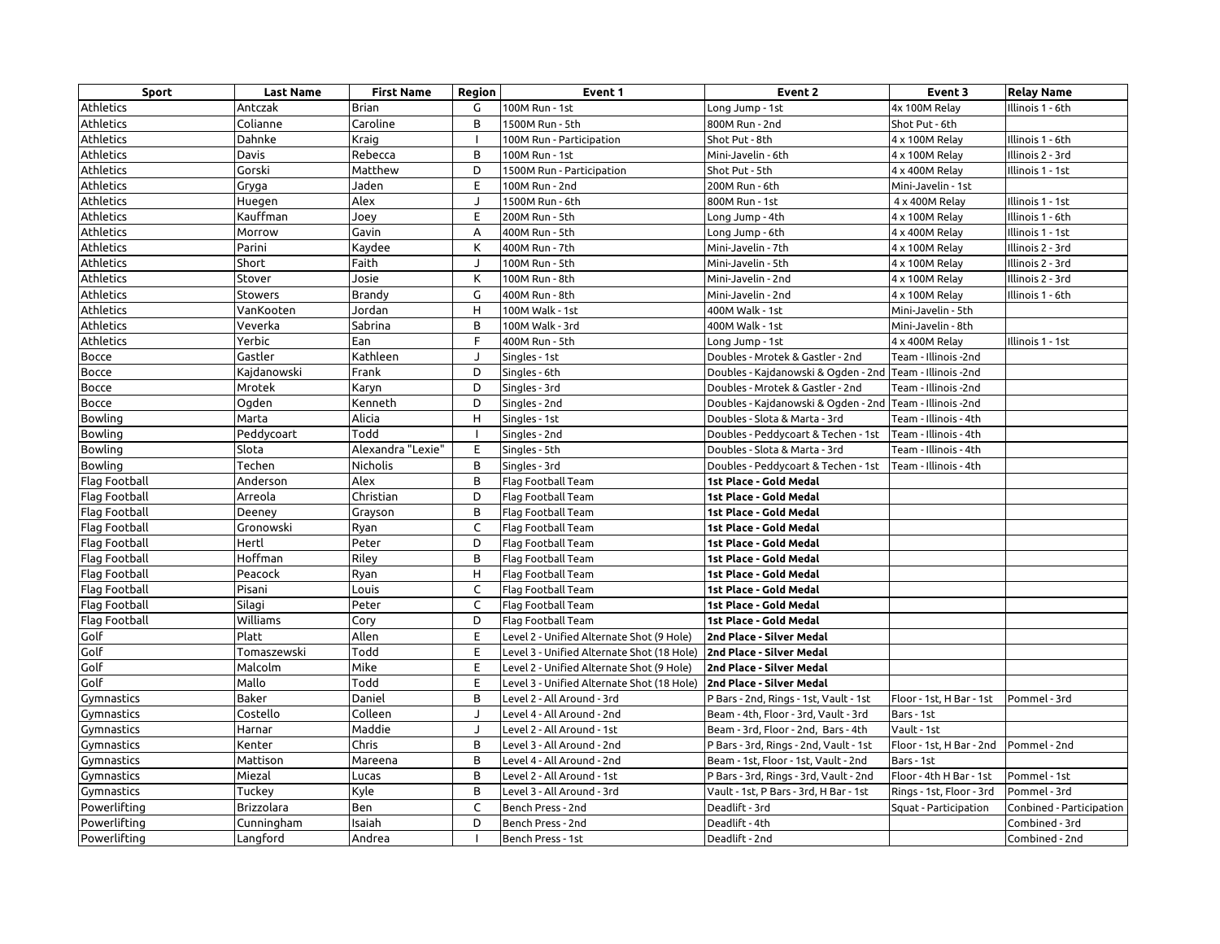| Sport | Last Name | First Name | Region | Event 1 | Event 2 | Event 3 | Relay Name |
|---|---|---|---|---|---|---|---|
| Athletics | Antczak | Brian | G | 100M Run - 1st | Long Jump - 1st | 4x 100M Relay | Illinois 1 - 6th |
| Athletics | Colianne | Caroline | B | 1500M Run - 5th | 800M Run - 2nd | Shot Put - 6th | |
| Athletics | Dahnke | Kraig | I | 100M Run - Participation | Shot Put - 8th | 4 x 100M Relay | Illinois 1 - 6th |
| Athletics | Davis | Rebecca | B | 100M Run - 1st | Mini-Javelin - 6th | 4 x 100M Relay | Illinois 2 - 3rd |
| Athletics | Gorski | Matthew | D | 1500M Run - Participation | Shot Put - 5th | 4 x 400M Relay | Illinois 1 - 1st |
| Athletics | Gryga | Jaden | E | 100M Run - 2nd | 200M Run - 6th | Mini-Javelin - 1st | |
| Athletics | Huegen | Alex | J | 1500M Run - 6th | 800M Run - 1st | 4 x 400M Relay | Illinois 1 - 1st |
| Athletics | Kauffman | Joey | E | 200M Run - 5th | Long Jump - 4th | 4 x 100M Relay | Illinois 1 - 6th |
| Athletics | Morrow | Gavin | A | 400M Run - 5th | Long Jump - 6th | 4 x 400M Relay | Illinois 1 - 1st |
| Athletics | Parini | Kaydee | K | 400M Run - 7th | Mini-Javelin - 7th | 4 x 100M Relay | Illinois 2 - 3rd |
| Athletics | Short | Faith | J | 100M Run - 5th | Mini-Javelin - 5th | 4 x 100M Relay | Illinois 2 - 3rd |
| Athletics | Stover | Josie | K | 100M Run - 8th | Mini-Javelin - 2nd | 4 x 100M Relay | Illinois 2 - 3rd |
| Athletics | Stowers | Brandy | G | 400M Run - 8th | Mini-Javelin - 2nd | 4 x 100M Relay | Illinois 1 - 6th |
| Athletics | VanKooten | Jordan | H | 100M Walk - 1st | 400M Walk - 1st | Mini-Javelin - 5th | |
| Athletics | Veverka | Sabrina | B | 100M Walk - 3rd | 400M Walk - 1st | Mini-Javelin - 8th | |
| Athletics | Yerbic | Ean | F | 400M Run - 5th | Long Jump - 1st | 4 x 400M Relay | Illinois 1 - 1st |
| Bocce | Gastler | Kathleen | J | Singles - 1st | Doubles - Mrotek & Gastler - 2nd | Team - Illinois -2nd | |
| Bocce | Kajdanowski | Frank | D | Singles - 6th | Doubles - Kajdanowski & Ogden - 2nd | Team - Illinois -2nd | |
| Bocce | Mrotek | Karyn | D | Singles - 3rd | Doubles - Mrotek & Gastler - 2nd | Team - Illinois -2nd | |
| Bocce | Ogden | Kenneth | D | Singles - 2nd | Doubles - Kajdanowski & Ogden - 2nd | Team - Illinois -2nd | |
| Bowling | Marta | Alicia | H | Singles - 1st | Doubles - Slota & Marta - 3rd | Team - Illinois - 4th | |
| Bowling | Peddycoart | Todd | I | Singles - 2nd | Doubles - Peddycoart & Techen - 1st | Team - Illinois - 4th | |
| Bowling | Slota | Alexandra "Lexie" | E | Singles - 5th | Doubles - Slota & Marta - 3rd | Team - Illinois - 4th | |
| Bowling | Techen | Nicholis | B | Singles - 3rd | Doubles - Peddycoart & Techen - 1st | Team - Illinois - 4th | |
| Flag Football | Anderson | Alex | B | Flag Football Team | **1st Place - Gold Medal** | | |
| Flag Football | Arreola | Christian | D | Flag Football Team | **1st Place - Gold Medal** | | |
| Flag Football | Deeney | Grayson | B | Flag Football Team | **1st Place - Gold Medal** | | |
| Flag Football | Gronowski | Ryan | C | Flag Football Team | **1st Place - Gold Medal** | | |
| Flag Football | Hertl | Peter | D | Flag Football Team | **1st Place - Gold Medal** | | |
| Flag Football | Hoffman | Riley | B | Flag Football Team | **1st Place - Gold Medal** | | |
| Flag Football | Peacock | Ryan | H | Flag Football Team | **1st Place - Gold Medal** | | |
| Flag Football | Pisani | Louis | C | Flag Football Team | **1st Place - Gold Medal** | | |
| Flag Football | Silagi | Peter | C | Flag Football Team | **1st Place - Gold Medal** | | |
| Flag Football | Williams | Cory | D | Flag Football Team | **1st Place - Gold Medal** | | |
| Golf | Platt | Allen | E | Level 2 - Unified Alternate Shot (9 Hole) | **2nd Place - Silver Medal** | | |
| Golf | Tomaszewski | Todd | E | Level 3 - Unified Alternate Shot (18 Hole) | **2nd Place - Silver Medal** | | |
| Golf | Malcolm | Mike | E | Level 2 - Unified Alternate Shot (9 Hole) | **2nd Place - Silver Medal** | | |
| Golf | Mallo | Todd | E | Level 3 - Unified Alternate Shot (18 Hole) | **2nd Place - Silver Medal** | | |
| Gymnastics | Baker | Daniel | B | Level 2 - All Around - 3rd | P Bars - 2nd, Rings - 1st, Vault - 1st | Floor - 1st, H Bar - 1st | Pommel - 3rd |
| Gymnastics | Costello | Colleen | J | Level 4 - All Around - 2nd | Beam - 4th, Floor - 3rd, Vault - 3rd | Bars - 1st | |
| Gymnastics | Harnar | Maddie | J | Level 2 - All Around - 1st | Beam - 3rd, Floor - 2nd, Bars - 4th | Vault - 1st | |
| Gymnastics | Kenter | Chris | B | Level 3 - All Around - 2nd | P Bars - 3rd, Rings - 2nd, Vault - 1st | Floor - 1st, H Bar - 2nd | Pommel - 2nd |
| Gymnastics | Mattison | Mareena | B | Level 4 - All Around - 2nd | Beam - 1st, Floor - 1st, Vault - 2nd | Bars - 1st | |
| Gymnastics | Miezal | Lucas | B | Level 2 - All Around - 1st | P Bars - 3rd, Rings - 3rd, Vault - 2nd | Floor - 4th H Bar - 1st | Pommel - 1st |
| Gymnastics | Tuckey | Kyle | B | Level 3 - All Around - 3rd | Vault - 1st, P Bars - 3rd, H Bar - 1st | Rings - 1st, Floor - 3rd | Pommel - 3rd |
| Powerlifting | Brizzolara | Ben | C | Bench Press - 2nd | Deadlift - 3rd | Squat - Participation | Conbined - Participation |
| Powerlifting | Cunningham | Isaiah | D | Bench Press - 2nd | Deadlift - 4th | | Combined - 3rd |
| Powerlifting | Langford | Andrea | I | Bench Press - 1st | Deadlift - 2nd | | Combined - 2nd |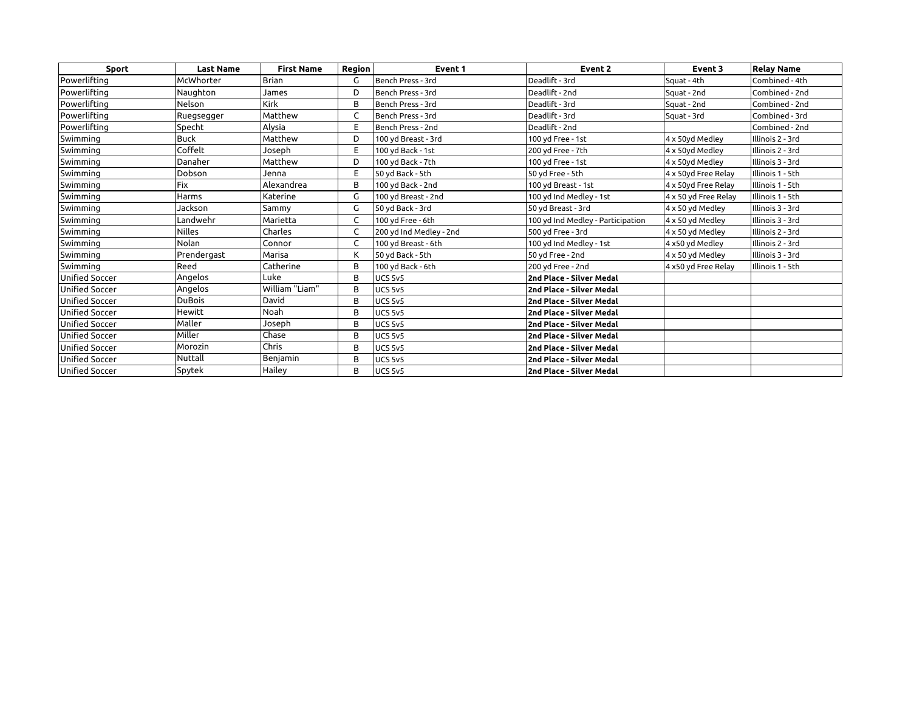| Sport | Last Name | First Name | Region | Event 1 | Event 2 | Event 3 | Relay Name |
|---|---|---|---|---|---|---|---|
| Powerlifting | McWhorter | Brian | G | Bench Press - 3rd | Deadlift - 3rd | Squat - 4th | Combined - 4th |
| Powerlifting | Naughton | James | D | Bench Press - 3rd | Deadlift - 2nd | Squat - 2nd | Combined - 2nd |
| Powerlifting | Nelson | Kirk | B | Bench Press - 3rd | Deadlift - 3rd | Squat - 2nd | Combined - 2nd |
| Powerlifting | Ruegsegger | Matthew | C | Bench Press - 3rd | Deadlift - 3rd | Squat - 3rd | Combined - 3rd |
| Powerlifting | Specht | Alysia | E | Bench Press - 2nd | Deadlift - 2nd | | Combined - 2nd |
| Swimming | Buck | Matthew | D | 100 yd Breast - 3rd | 100 yd Free - 1st | 4 x 50yd Medley | Illinois 2 - 3rd |
| Swimming | Coffelt | Joseph | E | 100 yd Back - 1st | 200 yd Free - 7th | 4 x 50yd Medley | Illinois 2 - 3rd |
| Swimming | Danaher | Matthew | D | 100 yd Back - 7th | 100 yd Free - 1st | 4 x 50yd Medley | Illinois 3 - 3rd |
| Swimming | Dobson | Jenna | E | 50 yd Back - 5th | 50 yd Free - 5th | 4 x 50yd Free Relay | Illinois 1 - 5th |
| Swimming | Fix | Alexandrea | B | 100 yd Back - 2nd | 100 yd Breast - 1st | 4 x 50yd Free Relay | Illinois 1 - 5th |
| Swimming | Harms | Katerine | G | 100 yd Breast - 2nd | 100 yd Ind Medley - 1st | 4 x 50 yd Free Relay | Illinois 1 - 5th |
| Swimming | Jackson | Sammy | G | 50 yd Back - 3rd | 50 yd Breast - 3rd | 4 x 50 yd Medley | Illinois 3 - 3rd |
| Swimming | Landwehr | Marietta | C | 100 yd Free - 6th | 100 yd Ind Medley - Participation | 4 x 50 yd Medley | Illinois 3 - 3rd |
| Swimming | Nilles | Charles | C | 200 yd Ind Medley - 2nd | 500 yd Free - 3rd | 4 x 50 yd Medley | Illinois 2 - 3rd |
| Swimming | Nolan | Connor | C | 100 yd Breast - 6th | 100 yd Ind Medley - 1st | 4 x50 yd Medley | Illinois 2 - 3rd |
| Swimming | Prendergast | Marisa | K | 50 yd Back - 5th | 50 yd Free - 2nd | 4 x 50 yd Medley | Illinois 3 - 3rd |
| Swimming | Reed | Catherine | B | 100 yd Back - 6th | 200 yd Free - 2nd | 4 x50 yd Free Relay | Illinois 1 - 5th |
| Unified Soccer | Angelos | Luke | B | UCS 5v5 | **2nd Place - Silver Medal** | | |
| Unified Soccer | Angelos | William "Liam" | B | UCS 5v5 | **2nd Place - Silver Medal** | | |
| Unified Soccer | DuBois | David | B | UCS 5v5 | **2nd Place - Silver Medal** | | |
| Unified Soccer | Hewitt | Noah | B | UCS 5v5 | **2nd Place - Silver Medal** | | |
| Unified Soccer | Maller | Joseph | B | UCS 5v5 | **2nd Place - Silver Medal** | | |
| Unified Soccer | Miller | Chase | B | UCS 5v5 | **2nd Place - Silver Medal** | | |
| Unified Soccer | Morozin | Chris | B | UCS 5v5 | **2nd Place - Silver Medal** | | |
| Unified Soccer | Nuttall | Benjamin | B | UCS 5v5 | **2nd Place - Silver Medal** | | |
| Unified Soccer | Spytek | Hailey | B | UCS 5v5 | **2nd Place - Silver Medal** | | |